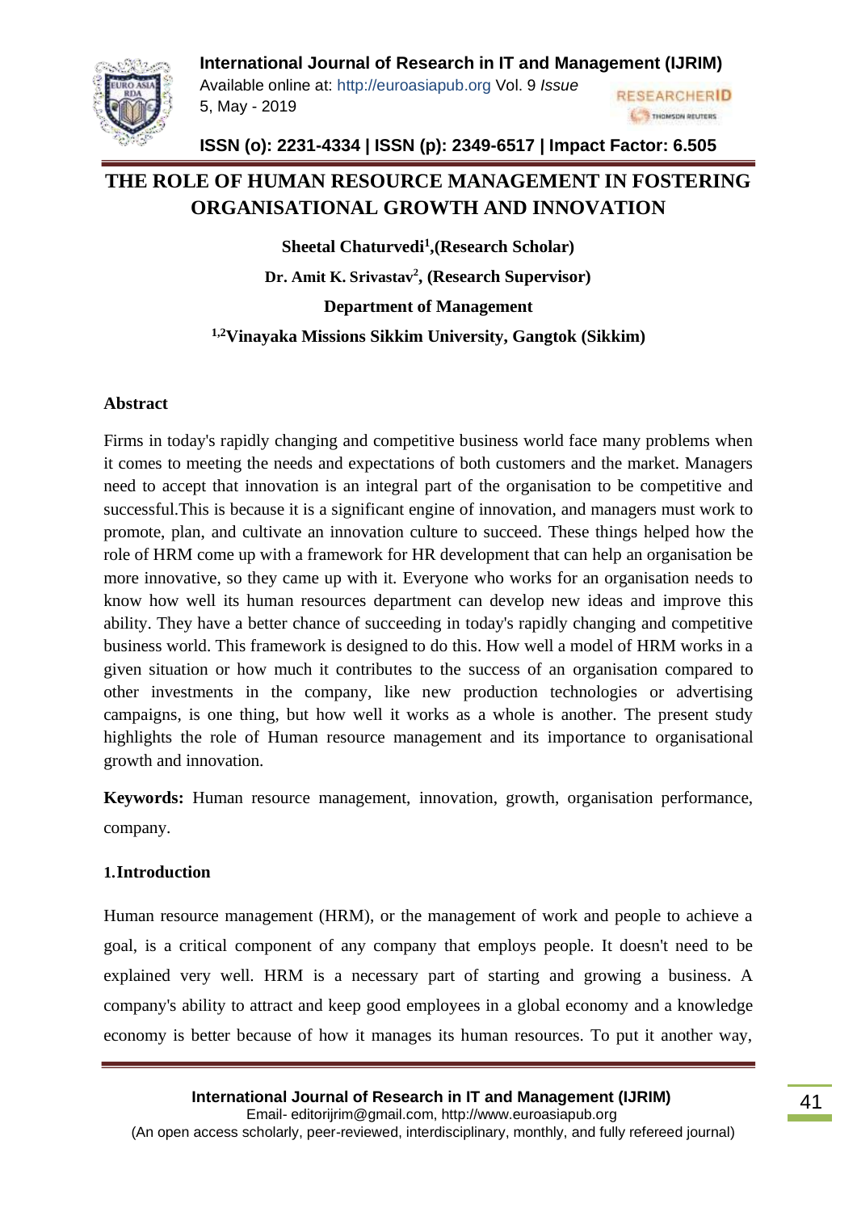# THE ROLE OF HUMAN RESOURCE MANAGEMENT IN FOSTERING ORGANISATIONAL GROWTH AND INNOVATION

**Sheetal Chaturvedi[1],(Research Scholar)**

**Dr. Amit K. Srivastav[2], (Research Supervisor)**

**Department of Management**

**[1,2]Vinayaka Missions Sikkim University, Gangtok (Sikkim)**

## Abstract

Firms in today's rapidly changing and competitive business world face many problems when it comes to meeting the needs and expectations of both customers and the market. Managers need to accept that innovation is an integral part of the organisation to be competitive and successful.This is because it is a significant engine of innovation, and managers must work to promote, plan, and cultivate an innovation culture to succeed. These things helped how the role of HRM come up with a framework for HR development that can help an organisation be more innovative, so they came up with it. Everyone who works for an organisation needs to know how well its human resources department can develop new ideas and improve this ability. They have a better chance of succeeding in today's rapidly changing and competitive business world. This framework is designed to do this. How well a model of HRM works in a given situation or how much it contributes to the success of an organisation compared to other investments in the company, like new production technologies or advertising campaigns, is one thing, but how well it works as a whole is another. The present study highlights the role of Human resource management and its importance to organisational growth and innovation.

**Keywords:** Human resource management, innovation, growth, organisation performance, company.

## 1.Introduction

Human resource management (HRM), or the management of work and people to achieve a goal, is a critical component of any company that employs people. It doesn't need to be explained very well. HRM is a necessary part of starting and growing a business. A company's ability to attract and keep good employees in a global economy and a knowledge economy is better because of how it manages its human resources. To put it another way,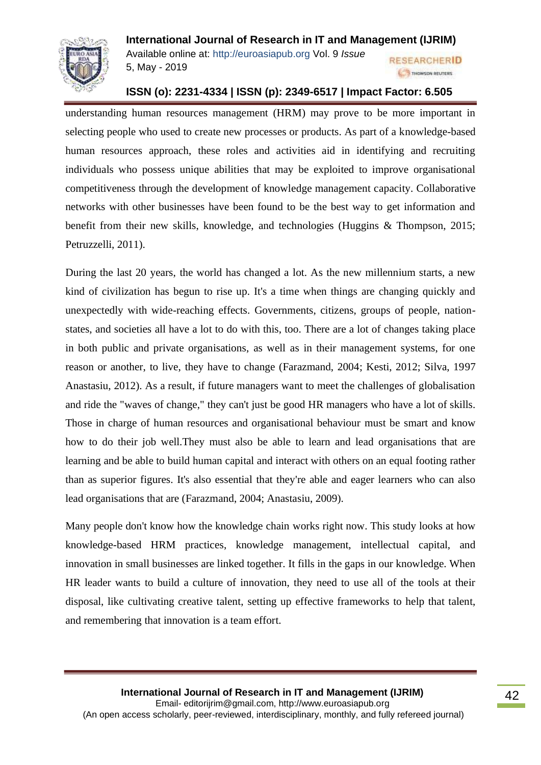understanding human resources management (HRM) may prove to be more important in selecting people who used to create new processes or products. As part of a knowledge-based human resources approach, these roles and activities aid in identifying and recruiting individuals who possess unique abilities that may be exploited to improve organisational competitiveness through the development of knowledge management capacity. Collaborative networks with other businesses have been found to be the best way to get information and benefit from their new skills, knowledge, and technologies (Huggins & Thompson, 2015; Petruzzelli, 2011).

During the last 20 years, the world has changed a lot. As the new millennium starts, a new kind of civilization has begun to rise up. It's a time when things are changing quickly and unexpectedly with wide-reaching effects. Governments, citizens, groups of people, nation-states, and societies all have a lot to do with this, too. There are a lot of changes taking place in both public and private organisations, as well as in their management systems, for one reason or another, to live, they have to change (Farazmand, 2004; Kesti, 2012; Silva, 1997 Anastasiu, 2012). As a result, if future managers want to meet the challenges of globalisation and ride the "waves of change," they can't just be good HR managers who have a lot of skills. Those in charge of human resources and organisational behaviour must be smart and know how to do their job well.They must also be able to learn and lead organisations that are learning and be able to build human capital and interact with others on an equal footing rather than as superior figures. It's also essential that they're able and eager learners who can also lead organisations that are (Farazmand, 2004; Anastasiu, 2009).

Many people don't know how the knowledge chain works right now. This study looks at how knowledge-based HRM practices, knowledge management, intellectual capital, and innovation in small businesses are linked together. It fills in the gaps in our knowledge. When HR leader wants to build a culture of innovation, they need to use all of the tools at their disposal, like cultivating creative talent, setting up effective frameworks to help that talent, and remembering that innovation is a team effort.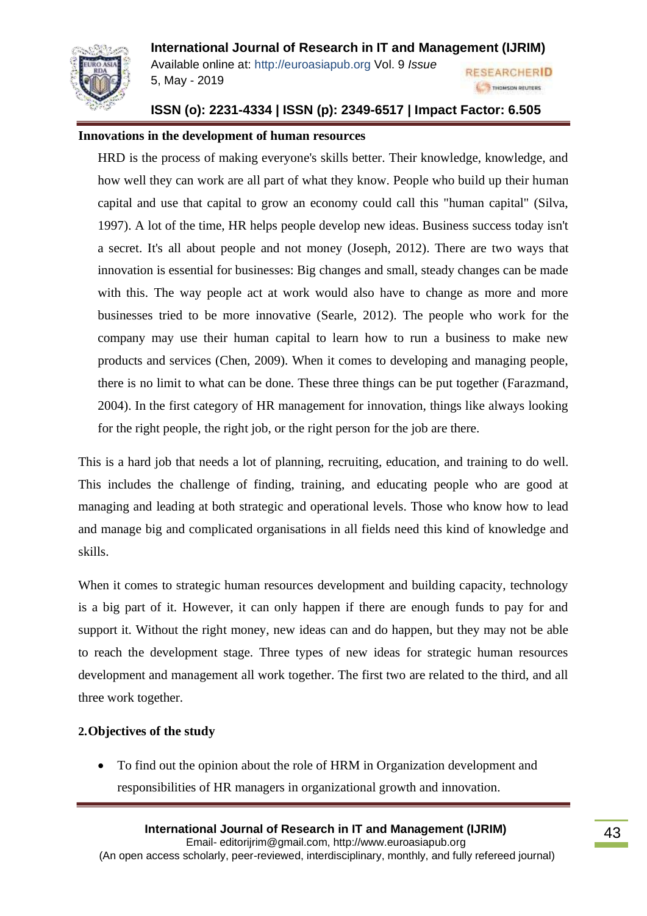**Innovations in the development of human resources**

HRD is the process of making everyone's skills better. Their knowledge, knowledge, and how well they can work are all part of what they know. People who build up their human capital and use that capital to grow an economy could call this "human capital" (Silva, 1997). A lot of the time, HR helps people develop new ideas. Business success today isn't a secret. It's all about people and not money (Joseph, 2012). There are two ways that innovation is essential for businesses: Big changes and small, steady changes can be made with this. The way people act at work would also have to change as more and more businesses tried to be more innovative (Searle, 2012). The people who work for the company may use their human capital to learn how to run a business to make new products and services (Chen, 2009). When it comes to developing and managing people, there is no limit to what can be done. These three things can be put together (Farazmand, 2004). In the first category of HR management for innovation, things like always looking for the right people, the right job, or the right person for the job are there.

This is a hard job that needs a lot of planning, recruiting, education, and training to do well. This includes the challenge of finding, training, and educating people who are good at managing and leading at both strategic and operational levels. Those who know how to lead and manage big and complicated organisations in all fields need this kind of knowledge and skills.

When it comes to strategic human resources development and building capacity, technology is a big part of it. However, it can only happen if there are enough funds to pay for and support it. Without the right money, new ideas can and do happen, but they may not be able to reach the development stage. Three types of new ideas for strategic human resources development and management all work together. The first two are related to the third, and all three work together.

## 2. Objectives of the study

- To find out the opinion about the role of HRM in Organization development and responsibilities of HR managers in organizational growth and innovation.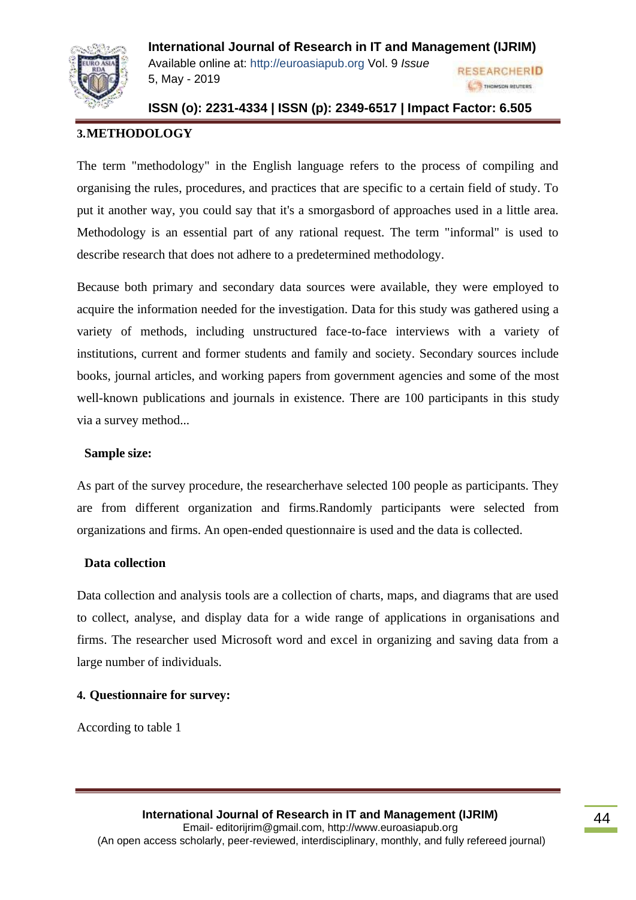## 3.METHODOLOGY

The term "methodology" in the English language refers to the process of compiling and organising the rules, procedures, and practices that are specific to a certain field of study. To put it another way, you could say that it's a smorgasbord of approaches used in a little area. Methodology is an essential part of any rational request. The term "informal" is used to describe research that does not adhere to a predetermined methodology.

Because both primary and secondary data sources were available, they were employed to acquire the information needed for the investigation. Data for this study was gathered using a variety of methods, including unstructured face-to-face interviews with a variety of institutions, current and former students and family and society. Secondary sources include books, journal articles, and working papers from government agencies and some of the most well-known publications and journals in existence. There are 100 participants in this study via a survey method...

### Sample size:

As part of the survey procedure, the researcherhave selected 100 people as participants. They are from different organization and firms.Randomly participants were selected from organizations and firms. An open-ended questionnaire is used and the data is collected.

### Data collection

Data collection and analysis tools are a collection of charts, maps, and diagrams that are used to collect, analyse, and display data for a wide range of applications in organisations and firms. The researcher used Microsoft word and excel in organizing and saving data from a large number of individuals.

## 4. Questionnaire for survey:

According to table 1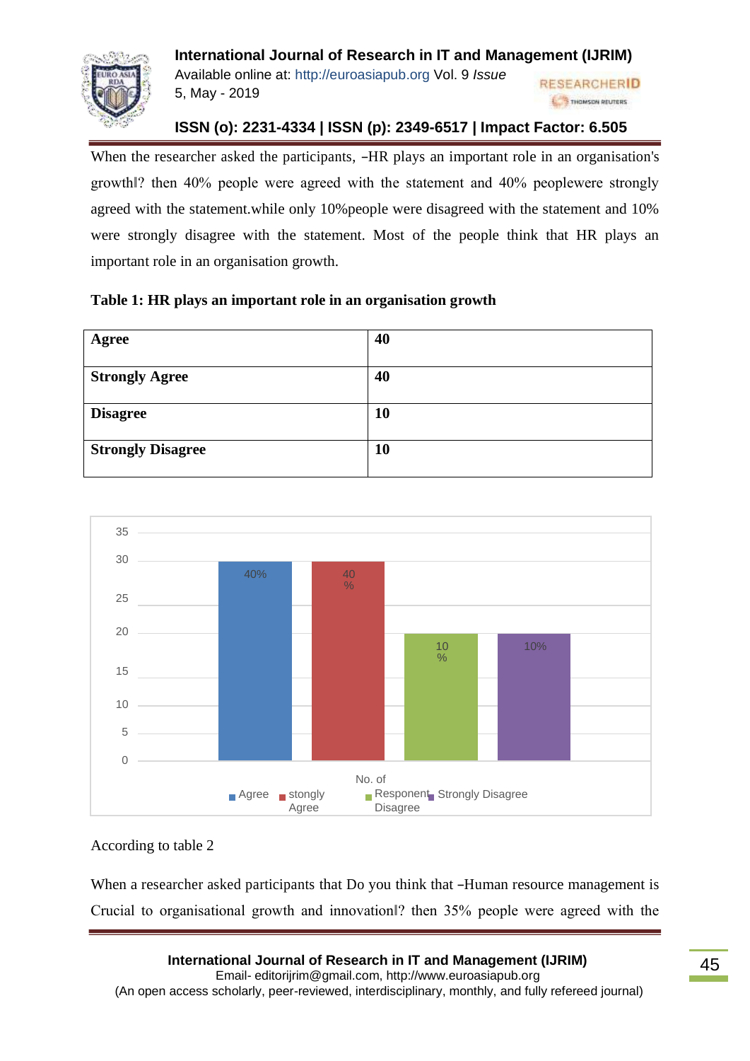When the researcher asked the participants, –HR plays an important role in an organisation's growth‖? then 40% people were agreed with the statement and 40% peoplewere strongly agreed with the statement.while only 10%people were disagreed with the statement and 10% were strongly disagree with the statement. Most of the people think that HR plays an important role in an organisation growth.

**Table 1: HR plays an important role in an organisation growth**

| **Agree** | **40** |
|---|---|
| **Strongly Agree** | **40** |
| **Disagree** | **10** |
| **Strongly Disagree** | **10** |

According to table 2

When a researcher asked participants that Do you think that –Human resource management is Crucial to organisational growth and innovation‖? then 35% people were agreed with the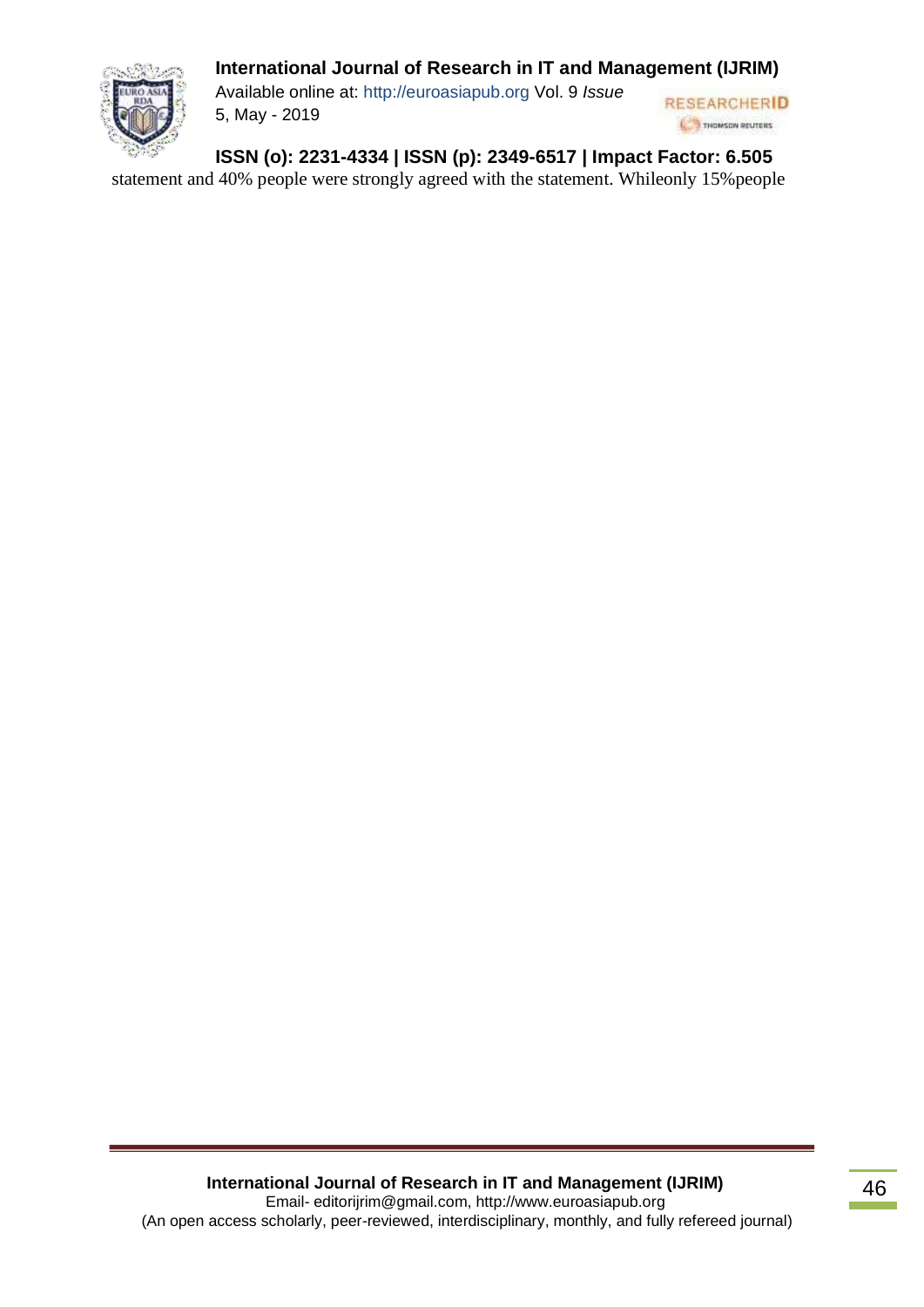statement and 40% people were strongly agreed with the statement. Whileonly 15%people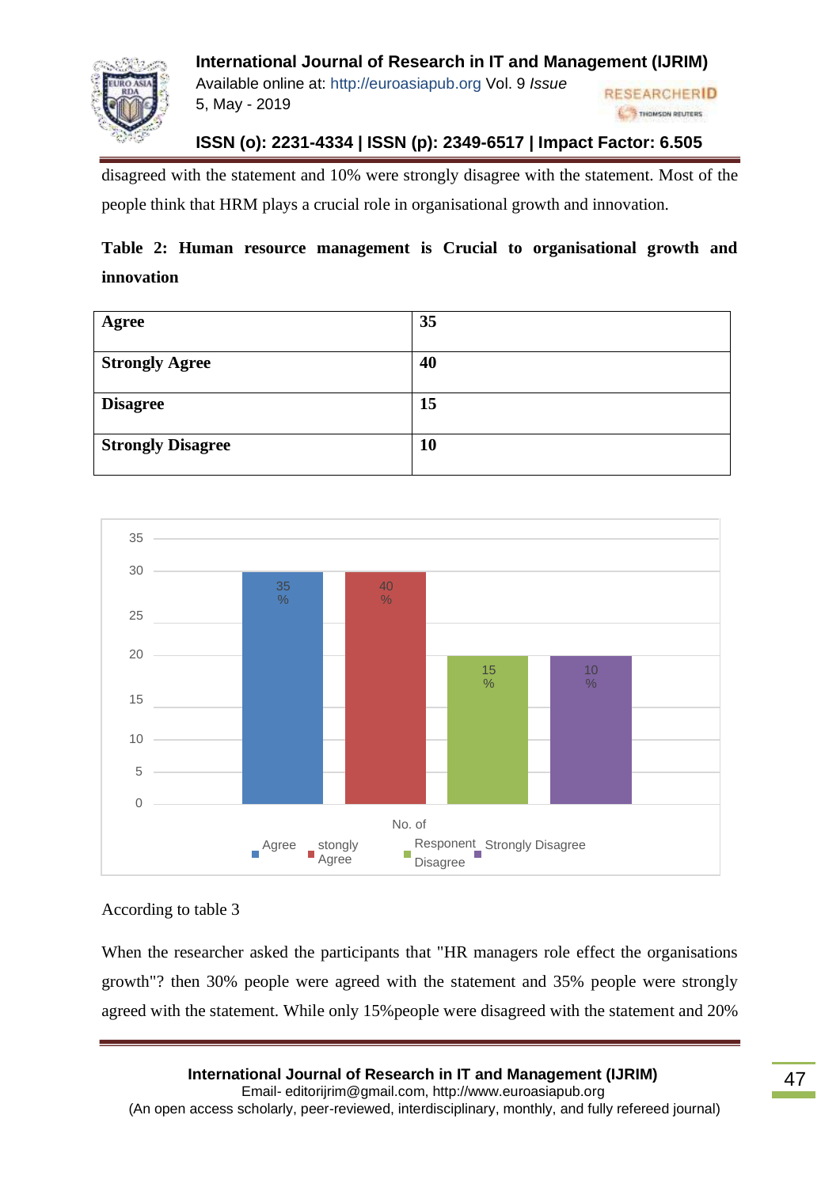disagreed with the statement and 10% were strongly disagree with the statement. Most of the people think that HRM plays a crucial role in organisational growth and innovation.

**Table 2: Human resource management is Crucial to organisational growth and innovation**

| Agree | 35 |
|---|---|
| **Strongly Agree** | **40** |
| **Disagree** | **15** |
| **Strongly Disagree** | **10** |

According to table 3

When the researcher asked the participants that "HR managers role effect the organisations growth"? then 30% people were agreed with the statement and 35% people were strongly agreed with the statement. While only 15%people were disagreed with the statement and 20%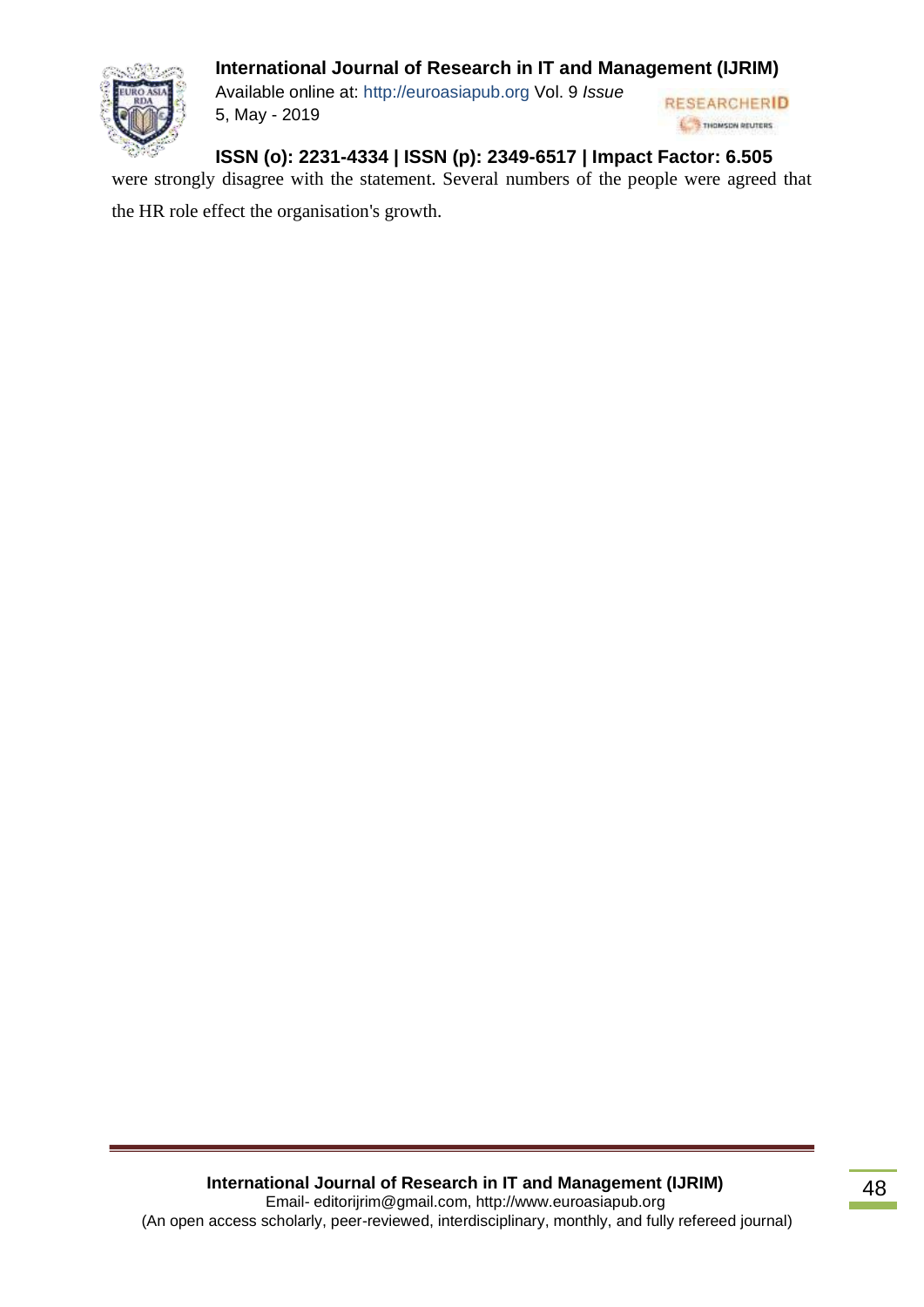were strongly disagree with the statement. Several numbers of the people were agreed that the HR role effect the organisation's growth.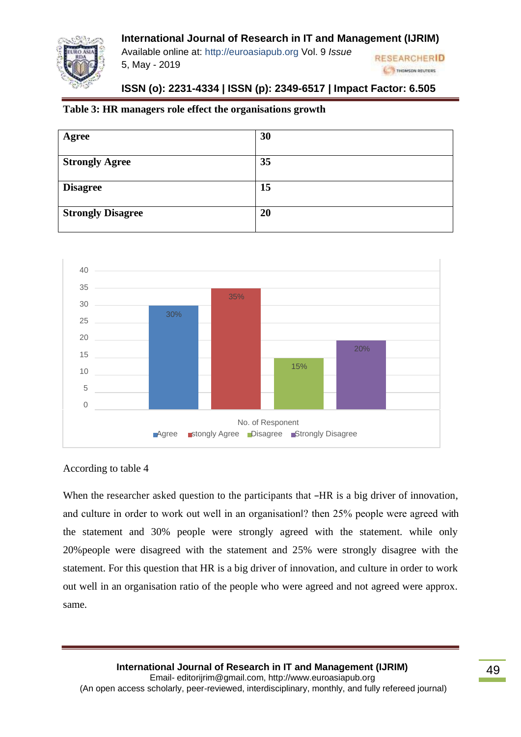**Table 3: HR managers role effect the organisations growth**

| Agree | 30 |
|---|---|
| Strongly Agree | 35 |
| Disagree | 15 |
| Strongly Disagree | 20 |

According to table 4

When the researcher asked question to the participants that ―HR is a big driver of innovation, and culture in order to work out well in an organisation‖? then 25% people were agreed with the statement and 30% people were strongly agreed with the statement. while only 20%people were disagreed with the statement and 25% were strongly disagree with the statement. For this question that HR is a big driver of innovation, and culture in order to work out well in an organisation ratio of the people who were agreed and not agreed were approx. same.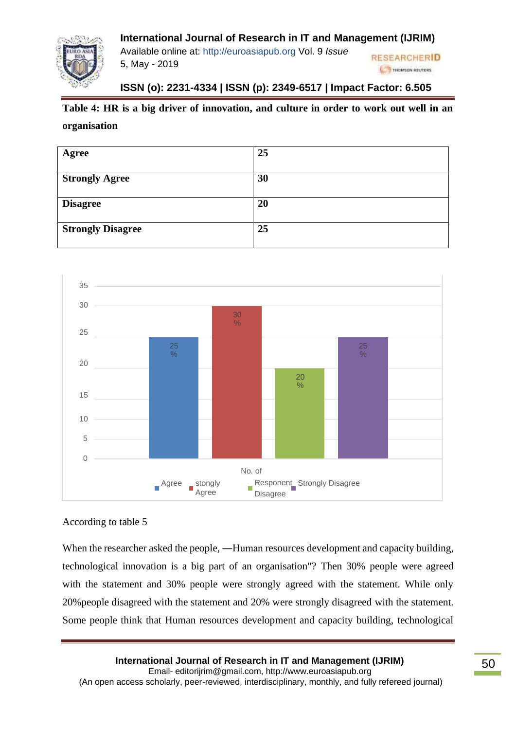**Table 4: HR is a big driver of innovation, and culture in order to work out well in an organisation**

| Agree | 25 |
|---|---|
| Strongly Agree | 30 |
| Disagree | 20 |
| Strongly Disagree | 25 |

According to table 5

When the researcher asked the people, ―Human resources development and capacity building, technological innovation is a big part of an organisation"? Then 30% people were agreed with the statement and 30% people were strongly agreed with the statement. While only 20%people disagreed with the statement and 20% were strongly disagreed with the statement. Some people think that Human resources development and capacity building, technological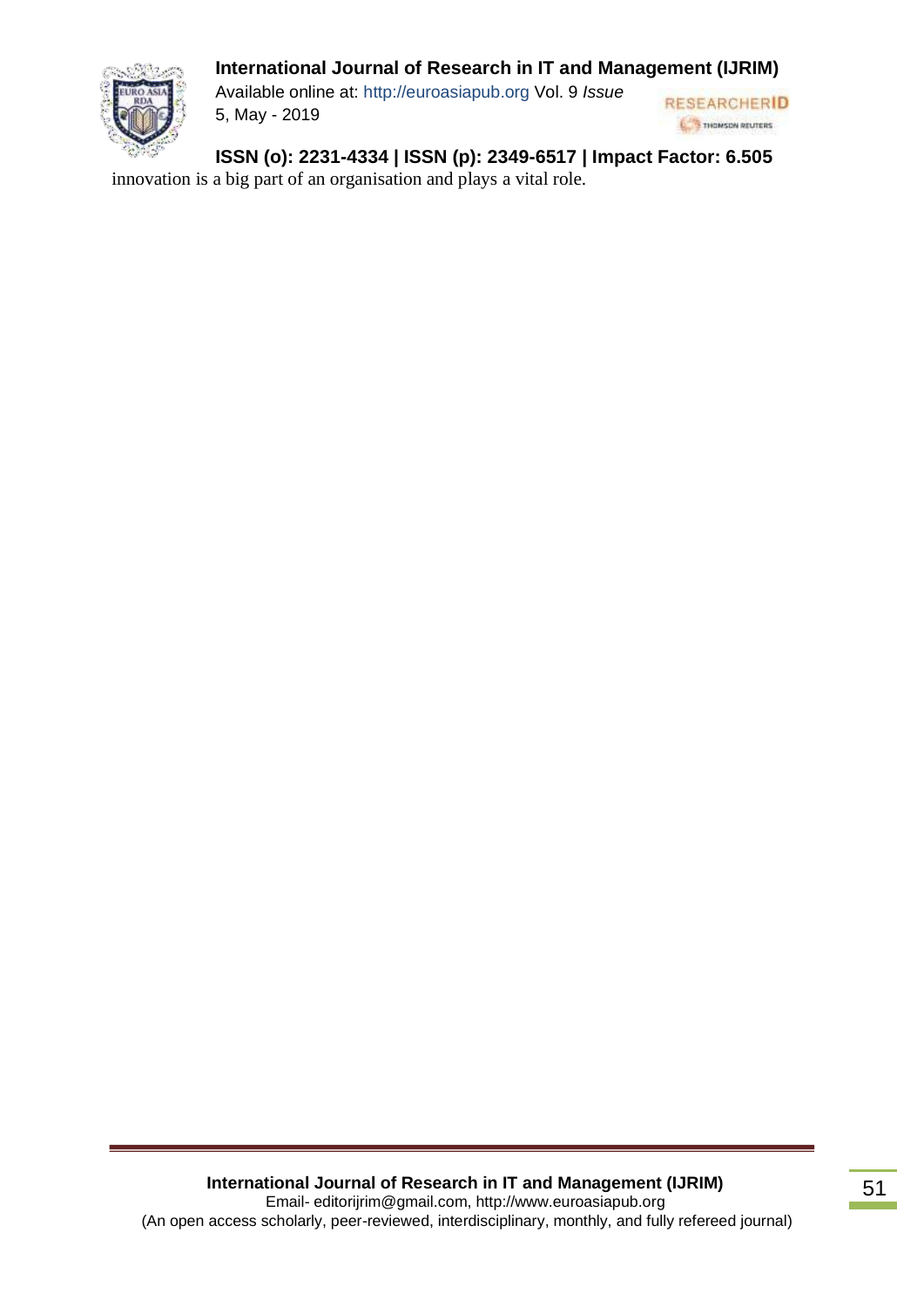innovation is a big part of an organisation and plays a vital role.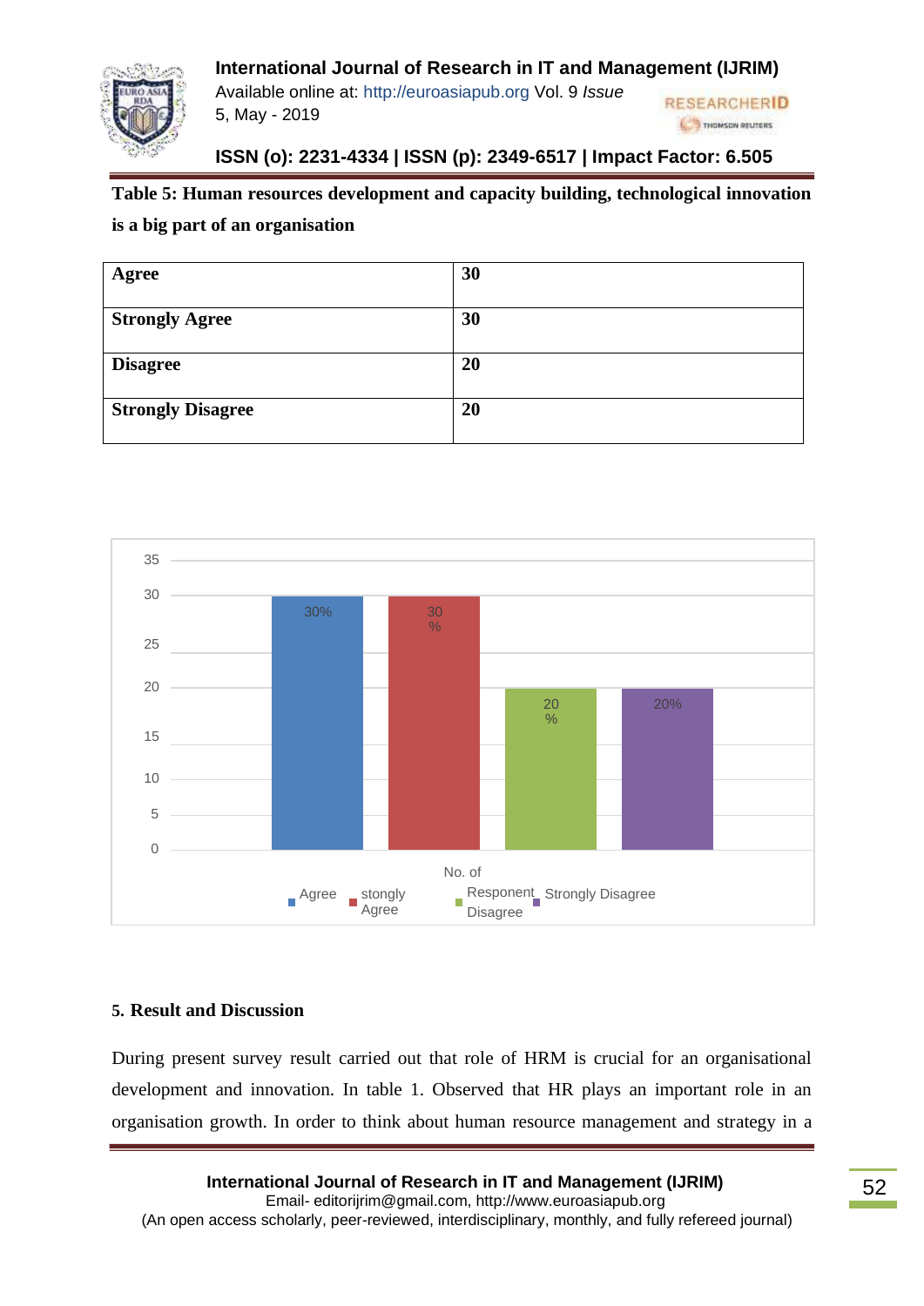**Table 5: Human resources development and capacity building, technological innovation is a big part of an organisation**

| | |
|---|---|
| **Agree** | **30** |
| **Strongly Agree** | **30** |
| **Disagree** | **20** |
| **Strongly Disagree** | **20** |

## 5. Result and Discussion

During present survey result carried out that role of HRM is crucial for an organisational development and innovation. In table 1. Observed that HR plays an important role in an organisation growth. In order to think about human resource management and strategy in a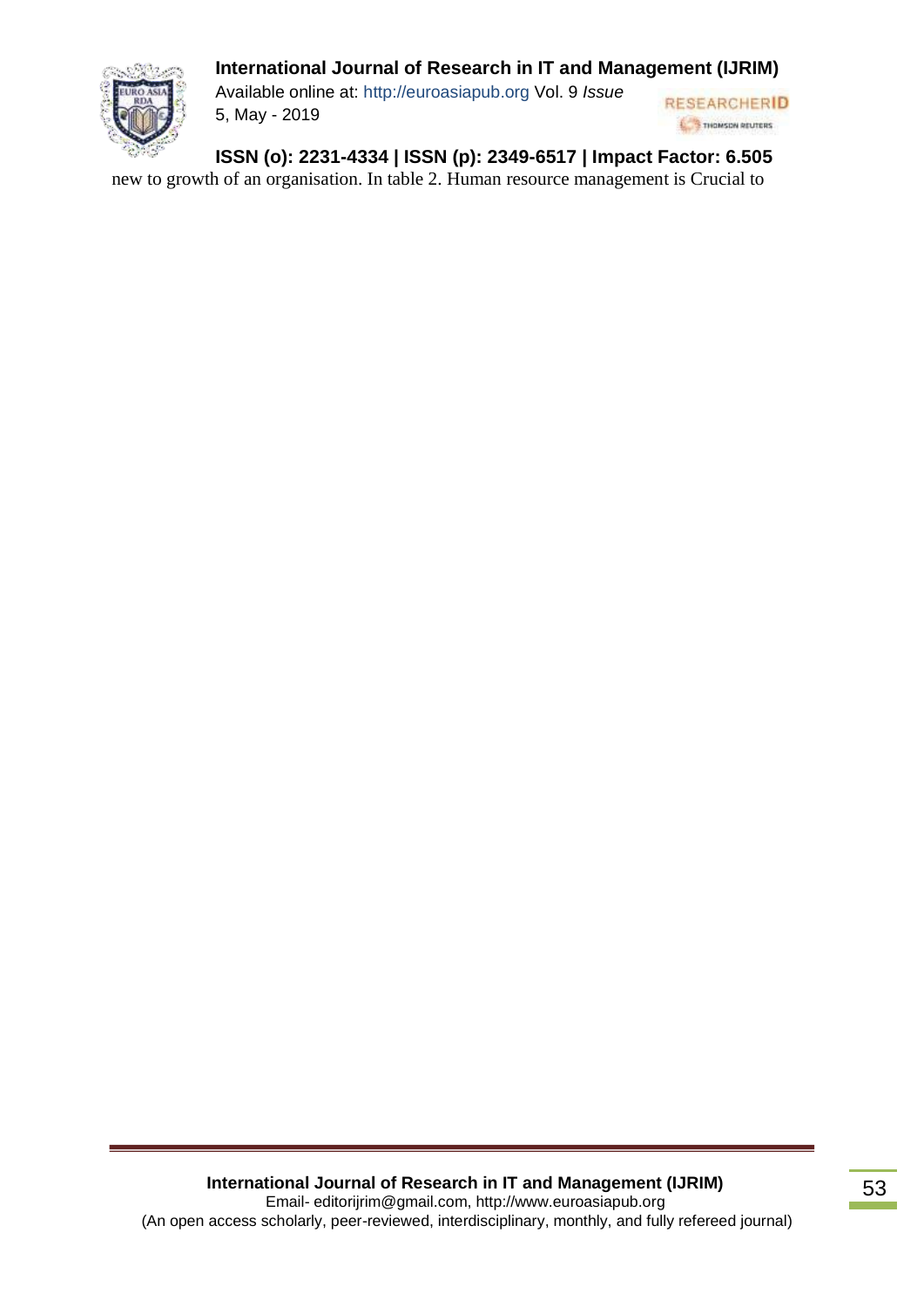new to growth of an organisation. In table 2. Human resource management is Crucial to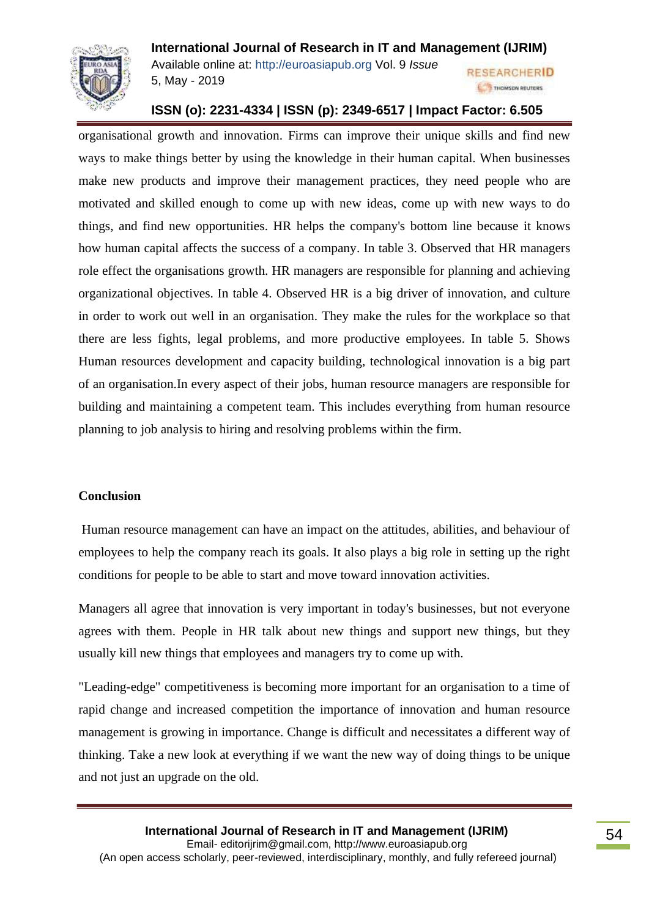organisational growth and innovation. Firms can improve their unique skills and find new ways to make things better by using the knowledge in their human capital. When businesses make new products and improve their management practices, they need people who are motivated and skilled enough to come up with new ideas, come up with new ways to do things, and find new opportunities. HR helps the company's bottom line because it knows how human capital affects the success of a company. In table 3. Observed that HR managers role effect the organisations growth. HR managers are responsible for planning and achieving organizational objectives. In table 4. Observed HR is a big driver of innovation, and culture in order to work out well in an organisation. They make the rules for the workplace so that there are less fights, legal problems, and more productive employees. In table 5. Shows Human resources development and capacity building, technological innovation is a big part of an organisation.In every aspect of their jobs, human resource managers are responsible for building and maintaining a competent team. This includes everything from human resource planning to job analysis to hiring and resolving problems within the firm.

**Conclusion**

Human resource management can have an impact on the attitudes, abilities, and behaviour of employees to help the company reach its goals. It also plays a big role in setting up the right conditions for people to be able to start and move toward innovation activities.

Managers all agree that innovation is very important in today's businesses, but not everyone agrees with them. People in HR talk about new things and support new things, but they usually kill new things that employees and managers try to come up with.

"Leading-edge" competitiveness is becoming more important for an organisation to a time of rapid change and increased competition the importance of innovation and human resource management is growing in importance. Change is difficult and necessitates a different way of thinking. Take a new look at everything if we want the new way of doing things to be unique and not just an upgrade on the old.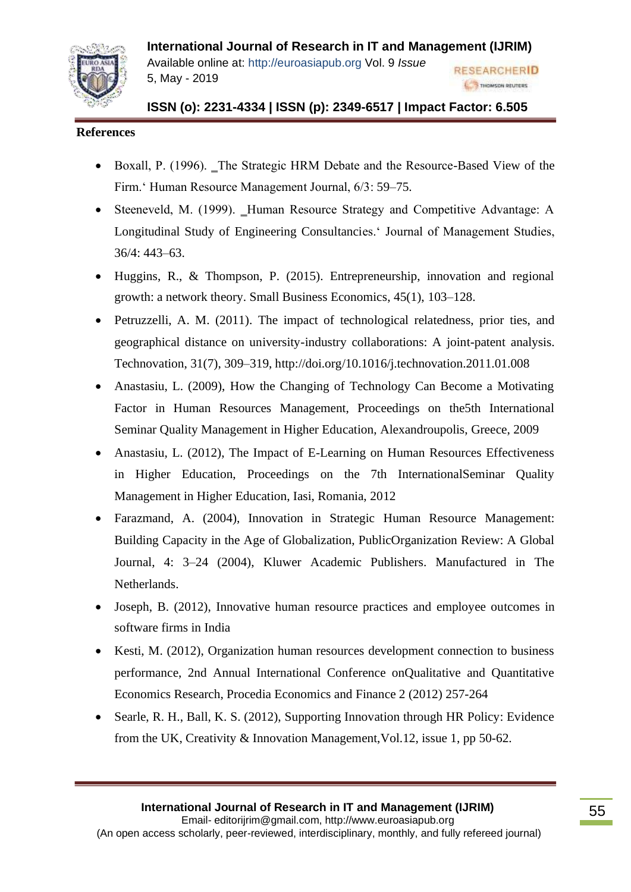**References**

- Boxall, P. (1996). ‗The Strategic HRM Debate and the Resource-Based View of the Firm.' Human Resource Management Journal, 6/3: 59–75.
- Steeneveld, M. (1999). ‗Human Resource Strategy and Competitive Advantage: A Longitudinal Study of Engineering Consultancies.' Journal of Management Studies, 36/4: 443–63.
- Huggins, R., & Thompson, P. (2015). Entrepreneurship, innovation and regional growth: a network theory. Small Business Economics, 45(1), 103–128.
- Petruzzelli, A. M. (2011). The impact of technological relatedness, prior ties, and geographical distance on university-industry collaborations: A joint-patent analysis. Technovation, 31(7), 309–319, http://doi.org/10.1016/j.technovation.2011.01.008
- Anastasiu, L. (2009), How the Changing of Technology Can Become a Motivating Factor in Human Resources Management, Proceedings on the5th International Seminar Quality Management in Higher Education, Alexandroupolis, Greece, 2009
- Anastasiu, L. (2012), The Impact of E-Learning on Human Resources Effectiveness in Higher Education, Proceedings on the 7th InternationalSeminar Quality Management in Higher Education, Iasi, Romania, 2012
- Farazmand, A. (2004), Innovation in Strategic Human Resource Management: Building Capacity in the Age of Globalization, PublicOrganization Review: A Global Journal, 4: 3–24 (2004), Kluwer Academic Publishers. Manufactured in The Netherlands.
- Joseph, B. (2012), Innovative human resource practices and employee outcomes in software firms in India
- Kesti, M. (2012), Organization human resources development connection to business performance, 2nd Annual International Conference onQualitative and Quantitative Economics Research, Procedia Economics and Finance 2 (2012) 257-264
- Searle, R. H., Ball, K. S. (2012), Supporting Innovation through HR Policy: Evidence from the UK, Creativity & Innovation Management,Vol.12, issue 1, pp 50-62.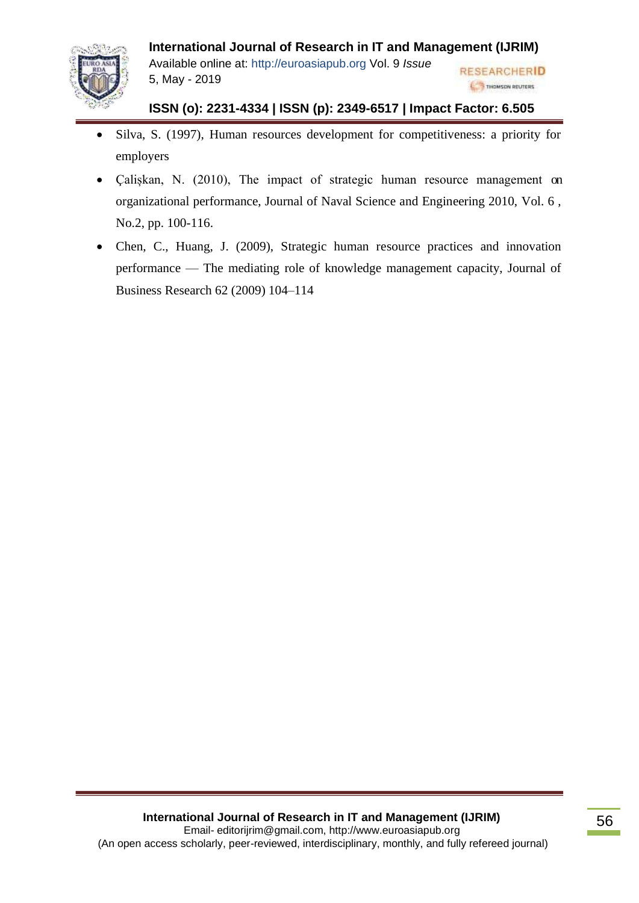- Silva, S. (1997), Human resources development for competitiveness: a priority for employers
- Çalişkan, N. (2010), The impact of strategic human resource management on organizational performance, Journal of Naval Science and Engineering 2010, Vol. 6 , No.2, pp. 100-116.
- Chen, C., Huang, J. (2009), Strategic human resource practices and innovation performance — The mediating role of knowledge management capacity, Journal of Business Research 62 (2009) 104–114